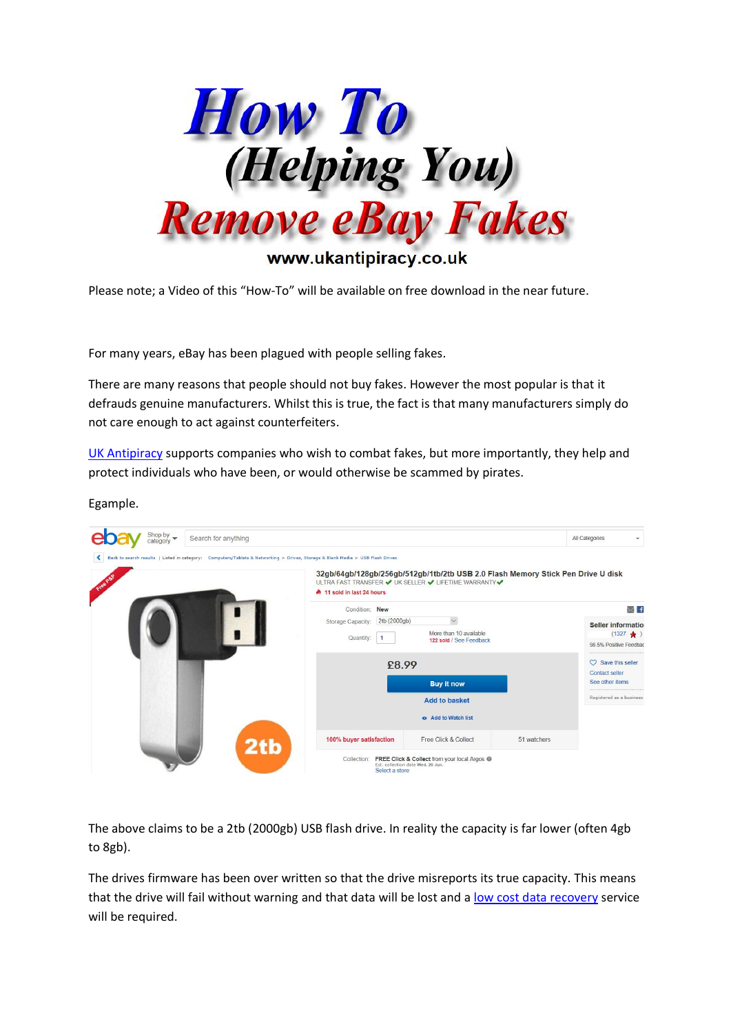# How To (Helping You) Remove eBay Fakes

www.ukantipiracy.co.uk

Please note; a Video of this "How-To" will be available on free download in the near future.

For many years, eBay has been plagued with people selling fakes.

There are many reasons that people should not buy fakes. However the most popular is that it defrauds genuine manufacturers. Whilst this is true, the fact is that many manufacturers simply do not care enough to act against counterfeiters.

UK Antipiracy supports companies who wish to combat fakes, but more importantly, they help and protect individuals who have been, or would otherwise be scammed by pirates.

Egample.

The above claims to be a 2tb (2000gb) USB flash drive. In reality the capacity is far lower (often 4gb to 8gb).

The drives firmware has been over written so that the drive misreports its true capacity. This means that the drive will fail without warning and that data will be lost and a low cost data recovery service will be required.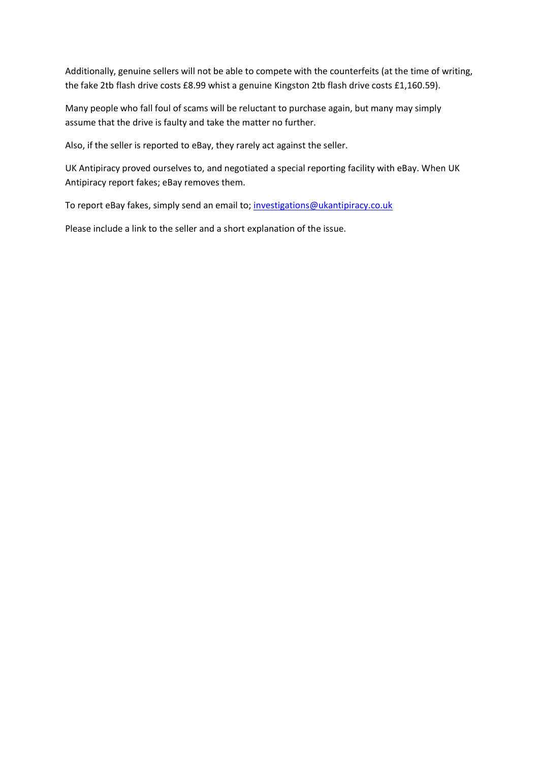Additionally, genuine sellers will not be able to compete with the counterfeits (at the time of writing, the fake 2tb flash drive costs £8.99 whist a genuine Kingston 2tb flash drive costs £1,160.59).

Many people who fall foul of scams will be reluctant to purchase again, but many may simply assume that the drive is faulty and take the matter no further.

Also, if the seller is reported to eBay, they rarely act against the seller.

UK Antipiracy proved ourselves to, and negotiated a special reporting facility with eBay. When UK Antipiracy report fakes; eBay removes them.

To report eBay fakes, simply send an email to; investigations@ukantipiracy.co.uk

Please include a link to the seller and a short explanation of the issue.